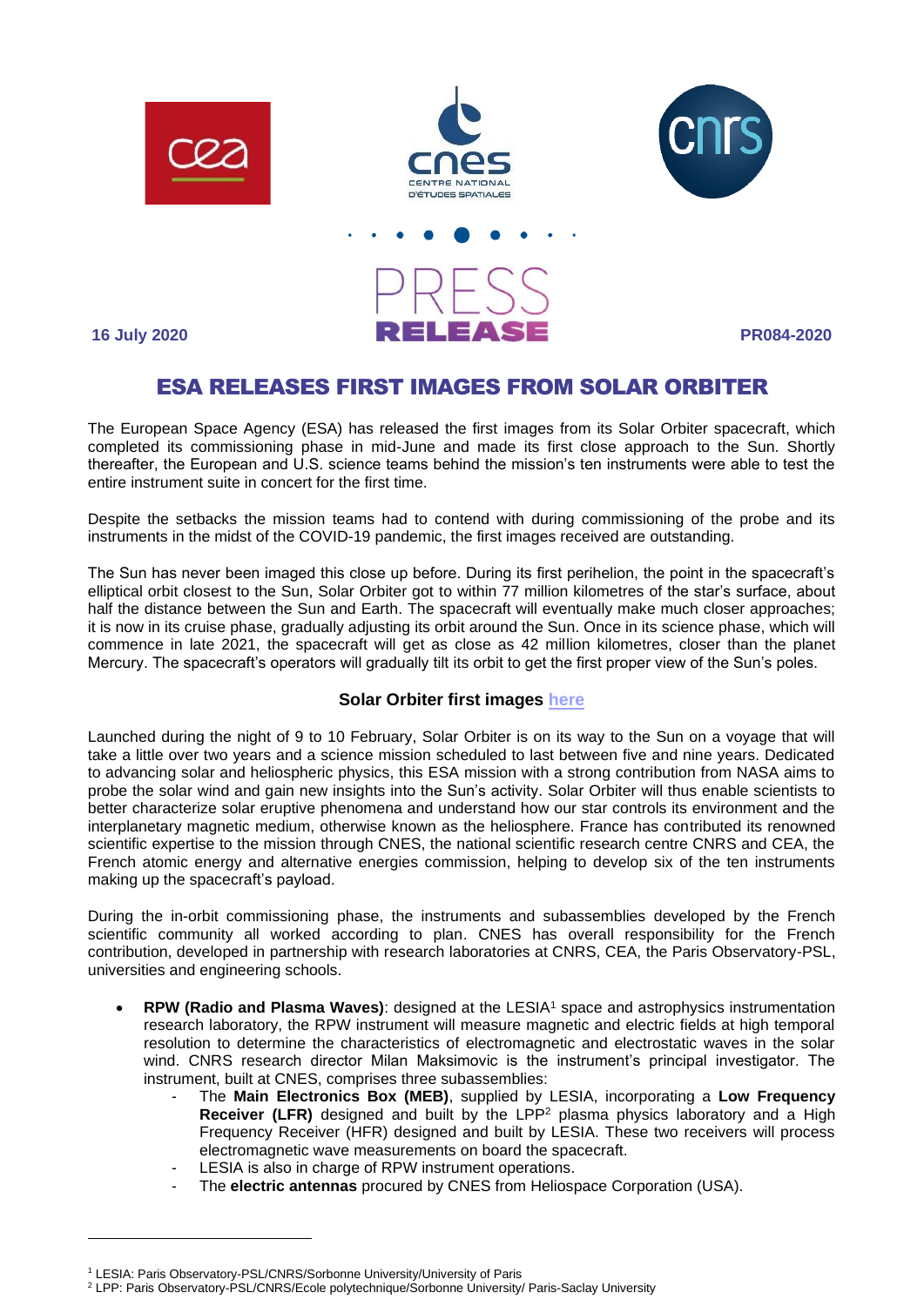16 July 2020

PRESS RELEASE

PR084-2020

# ESA RELEASES FIRST IMAGES FROM SOLAR ORBITER

The European Space Agency (ESA) has released the first images from its Solar Orbiter spacecraft, which completed its commissioning phase in mid-June and made its first close approach to the Sun. Shortly thereafter, the European and U.S. science teams behind the mission's ten instruments were able to test the entire instrument suite in concert for the first time.

Despite the setbacks the mission teams had to contend with during commissioning of the probe and its instruments in the midst of the COVID-19 pandemic, the first images received are outstanding.

The Sun has never been imaged this close up before. During its first perihelion, the point in the spacecraft's elliptical orbit closest to the Sun, Solar Orbiter got to within 77 million kilometres of the star's surface, about half the distance between the Sun and Earth. The spacecraft will eventually make much closer approaches; it is now in its cruise phase, gradually adjusting its orbit around the Sun. Once in its science phase, which will commence in late 2021, the spacecraft will get as close as 42 million kilometres, closer than the planet Mercury. The spacecraft's operators will gradually tilt its orbit to get the first proper view of the Sun's poles.

**Solar Orbiter first images here**

Launched during the night of 9 to 10 February, Solar Orbiter is on its way to the Sun on a voyage that will take a little over two years and a science mission scheduled to last between five and nine years. Dedicated to advancing solar and heliospheric physics, this ESA mission with a strong contribution from NASA aims to probe the solar wind and gain new insights into the Sun's activity. Solar Orbiter will thus enable scientists to better characterize solar eruptive phenomena and understand how our star controls its environment and the interplanetary magnetic medium, otherwise known as the heliosphere. France has contributed its renowned scientific expertise to the mission through CNES, the national scientific research centre CNRS and CEA, the French atomic energy and alternative energies commission, helping to develop six of the ten instruments making up the spacecraft's payload.

During the in-orbit commissioning phase, the instruments and subassemblies developed by the French scientific community all worked according to plan. CNES has overall responsibility for the French contribution, developed in partnership with research laboratories at CNRS, CEA, the Paris Observatory-PSL, universities and engineering schools.

- **RPW (Radio and Plasma Waves)**: designed at the LESIA[1] space and astrophysics instrumentation research laboratory, the RPW instrument will measure magnetic and electric fields at high temporal resolution to determine the characteristics of electromagnetic and electrostatic waves in the solar wind. CNRS research director Milan Maksimovic is the instrument's principal investigator. The instrument, built at CNES, comprises three subassemblies:
  - The **Main Electronics Box (MEB)**, supplied by LESIA, incorporating a **Low Frequency Receiver (LFR)** designed and built by the LPP[2] plasma physics laboratory and a High Frequency Receiver (HFR) designed and built by LESIA. These two receivers will process electromagnetic wave measurements on board the spacecraft.
  - LESIA is also in charge of RPW instrument operations.
  - The **electric antennas** procured by CNES from Heliospace Corporation (USA).

[1] LESIA: Paris Observatory-PSL/CNRS/Sorbonne University/University of Paris

[2] LPP: Paris Observatory-PSL/CNRS/Ecole polytechnique/Sorbonne University/ Paris-Saclay University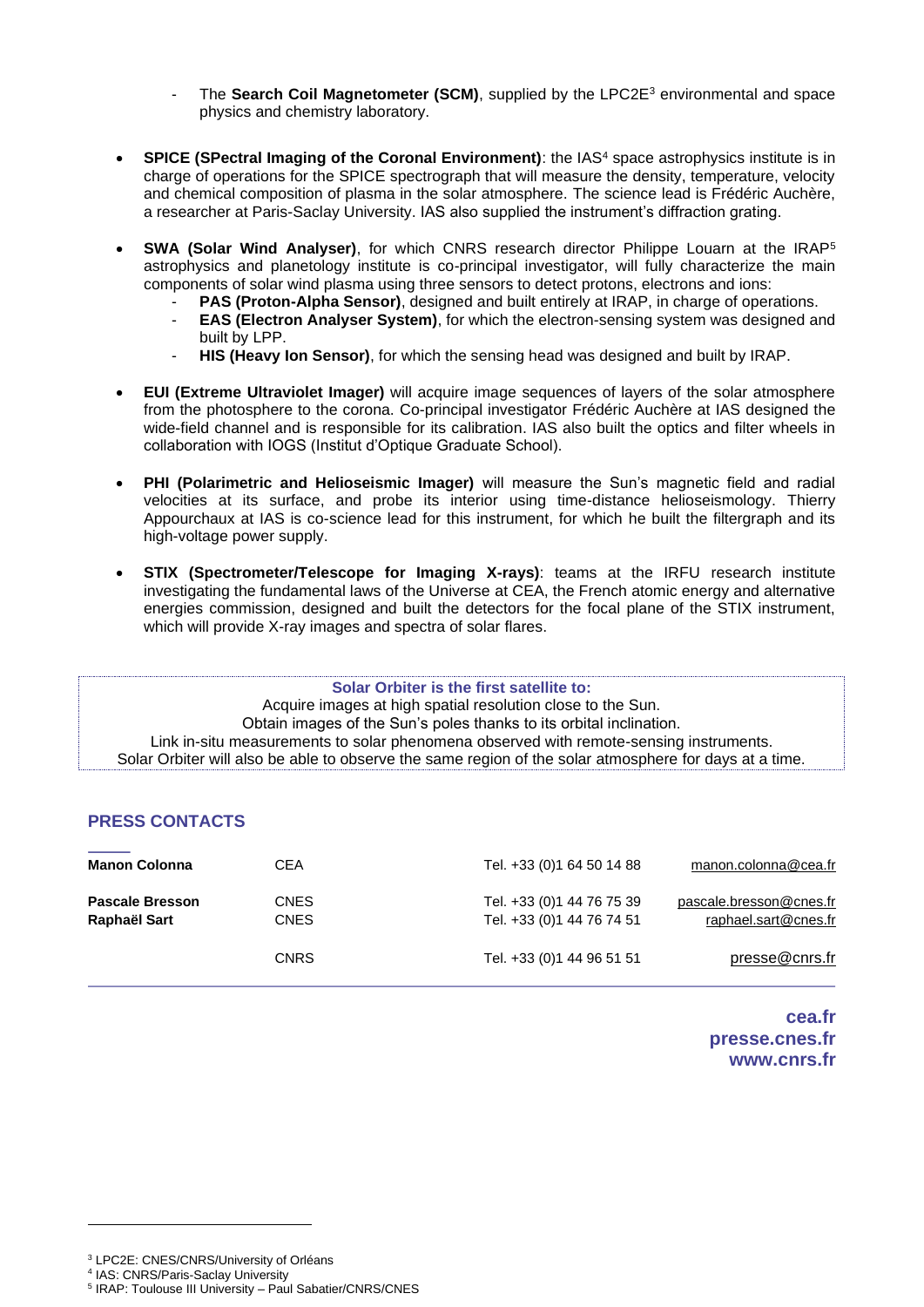- The **Search Coil Magnetometer (SCM)**, supplied by the LPC2E[3] environmental and space physics and chemistry laboratory.

- **SPICE (SPectral Imaging of the Coronal Environment)**: the IAS[4] space astrophysics institute is in charge of operations for the SPICE spectrograph that will measure the density, temperature, velocity and chemical composition of plasma in the solar atmosphere. The science lead is Frédéric Auchère, a researcher at Paris-Saclay University. IAS also supplied the instrument's diffraction grating.

- **SWA (Solar Wind Analyser)**, for which CNRS research director Philippe Louarn at the IRAP[5] astrophysics and planetology institute is co-principal investigator, will fully characterize the main components of solar wind plasma using three sensors to detect protons, electrons and ions:
  - **PAS (Proton-Alpha Sensor)**, designed and built entirely at IRAP, in charge of operations.
  - **EAS (Electron Analyser System)**, for which the electron-sensing system was designed and built by LPP.
  - **HIS (Heavy Ion Sensor)**, for which the sensing head was designed and built by IRAP.

- **EUI (Extreme Ultraviolet Imager)** will acquire image sequences of layers of the solar atmosphere from the photosphere to the corona. Co-principal investigator Frédéric Auchère at IAS designed the wide-field channel and is responsible for its calibration. IAS also built the optics and filter wheels in collaboration with IOGS (Institut d'Optique Graduate School).

- **PHI (Polarimetric and Helioseismic Imager)** will measure the Sun's magnetic field and radial velocities at its surface, and probe its interior using time-distance helioseismology. Thierry Appourchaux at IAS is co-science lead for this instrument, for which he built the filtergraph and its high-voltage power supply.

- **STIX (Spectrometer/Telescope for Imaging X-rays)**: teams at the IRFU research institute investigating the fundamental laws of the Universe at CEA, the French atomic energy and alternative energies commission, designed and built the detectors for the focal plane of the STIX instrument, which will provide X-ray images and spectra of solar flares.

**Solar Orbiter is the first satellite to:**
Acquire images at high spatial resolution close to the Sun.
Obtain images of the Sun's poles thanks to its orbital inclination.
Link in-situ measurements to solar phenomena observed with remote-sensing instruments.
Solar Orbiter will also be able to observe the same region of the solar atmosphere for days at a time.

## PRESS CONTACTS

| | | | |
|---|---|---|---|
| **Manon Colonna** | CEA | Tel. +33 (0)1 64 50 14 88 | manon.colonna@cea.fr |
| **Pascale Bresson** | CNES | Tel. +33 (0)1 44 76 75 39 | pascale.bresson@cnes.fr |
| **Raphaël Sart** | CNES | Tel. +33 (0)1 44 76 74 51 | raphael.sart@cnes.fr |
| | CNRS | Tel. +33 (0)1 44 96 51 51 | presse@cnrs.fr |

**cea.fr**
**presse.cnes.fr**
**www.cnrs.fr**

[3] LPC2E: CNES/CNRS/University of Orléans
[4] IAS: CNRS/Paris-Saclay University
[5] IRAP: Toulouse III University – Paul Sabatier/CNRS/CNES